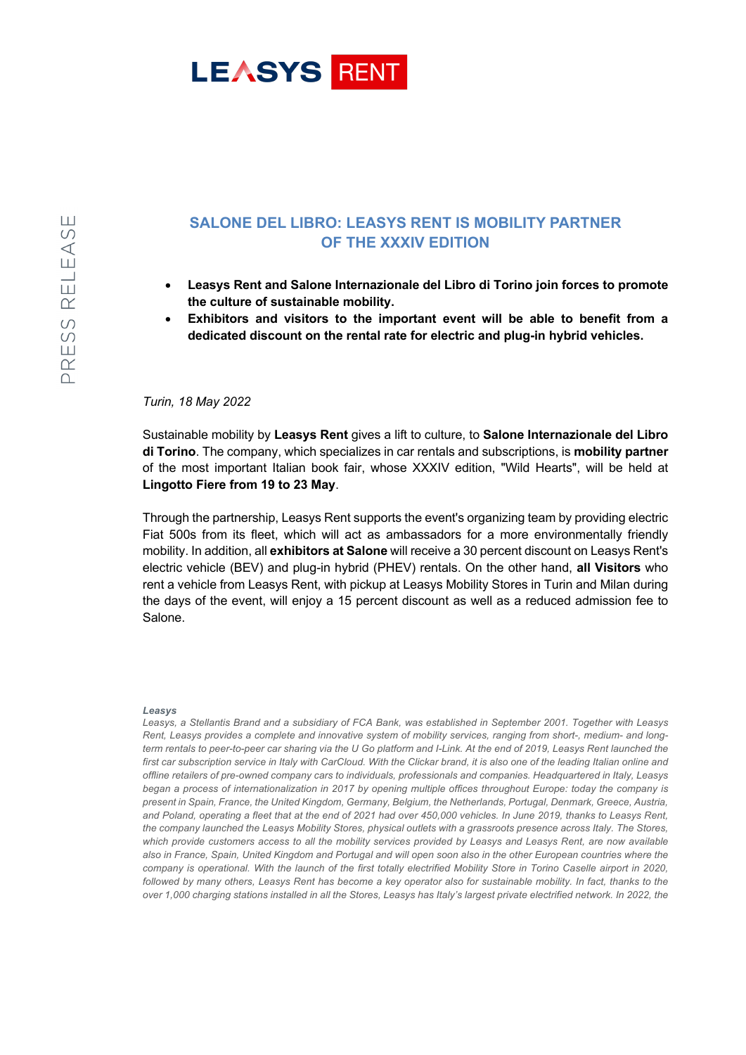LEASYS RENT

PRESS RELEASE

# SALONE DEL LIBRO: LEASYS RENT IS MOBILITY PARTNER OF THE XXXIV EDITION

- **Leasys Rent and Salone Internazionale del Libro di Torino join forces to promote the culture of sustainable mobility.**
- **Exhibitors and visitors to the important event will be able to benefit from a dedicated discount on the rental rate for electric and plug-in hybrid vehicles.**

*Turin, 18 May 2022*

Sustainable mobility by **Leasys Rent** gives a lift to culture, to **Salone Internazionale del Libro di Torino**. The company, which specializes in car rentals and subscriptions, is **mobility partner** of the most important Italian book fair, whose XXXIV edition, "Wild Hearts", will be held at **Lingotto Fiere from 19 to 23 May**.

Through the partnership, Leasys Rent supports the event's organizing team by providing electric Fiat 500s from its fleet, which will act as ambassadors for a more environmentally friendly mobility. In addition, all **exhibitors at Salone** will receive a 30 percent discount on Leasys Rent's electric vehicle (BEV) and plug-in hybrid (PHEV) rentals. On the other hand, **all Visitors** who rent a vehicle from Leasys Rent, with pickup at Leasys Mobility Stores in Turin and Milan during the days of the event, will enjoy a 15 percent discount as well as a reduced admission fee to Salone.

***Leasys***

*Leasys, a Stellantis Brand and a subsidiary of FCA Bank, was established in September 2001. Together with Leasys Rent, Leasys provides a complete and innovative system of mobility services, ranging from short-, medium- and long-term rentals to peer-to-peer car sharing via the U Go platform and I-Link. At the end of 2019, Leasys Rent launched the first car subscription service in Italy with CarCloud. With the Clickar brand, it is also one of the leading Italian online and offline retailers of pre-owned company cars to individuals, professionals and companies. Headquartered in Italy, Leasys began a process of internationalization in 2017 by opening multiple offices throughout Europe: today the company is present in Spain, France, the United Kingdom, Germany, Belgium, the Netherlands, Portugal, Denmark, Greece, Austria, and Poland, operating a fleet that at the end of 2021 had over 450,000 vehicles. In June 2019, thanks to Leasys Rent, the company launched the Leasys Mobility Stores, physical outlets with a grassroots presence across Italy. The Stores, which provide customers access to all the mobility services provided by Leasys and Leasys Rent, are now available also in France, Spain, United Kingdom and Portugal and will open soon also in the other European countries where the company is operational. With the launch of the first totally electrified Mobility Store in Torino Caselle airport in 2020, followed by many others, Leasys Rent has become a key operator also for sustainable mobility. In fact, thanks to the over 1,000 charging stations installed in all the Stores, Leasys has Italy's largest private electrified network. In 2022, the*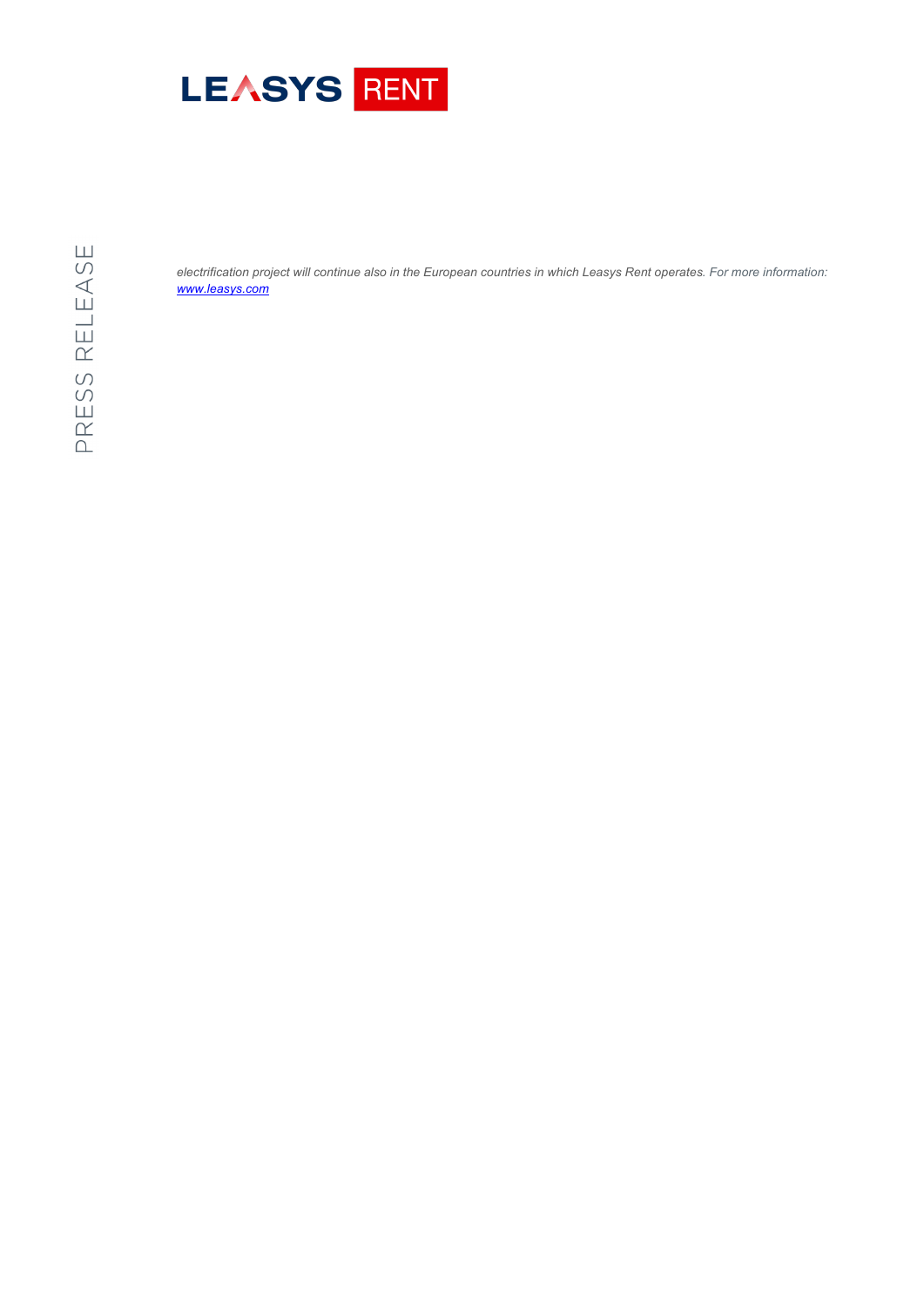*electrification project will continue also in the European countries in which Leasys Rent operates. For more information: [www.leasys.com](http://www.leasys.com)*